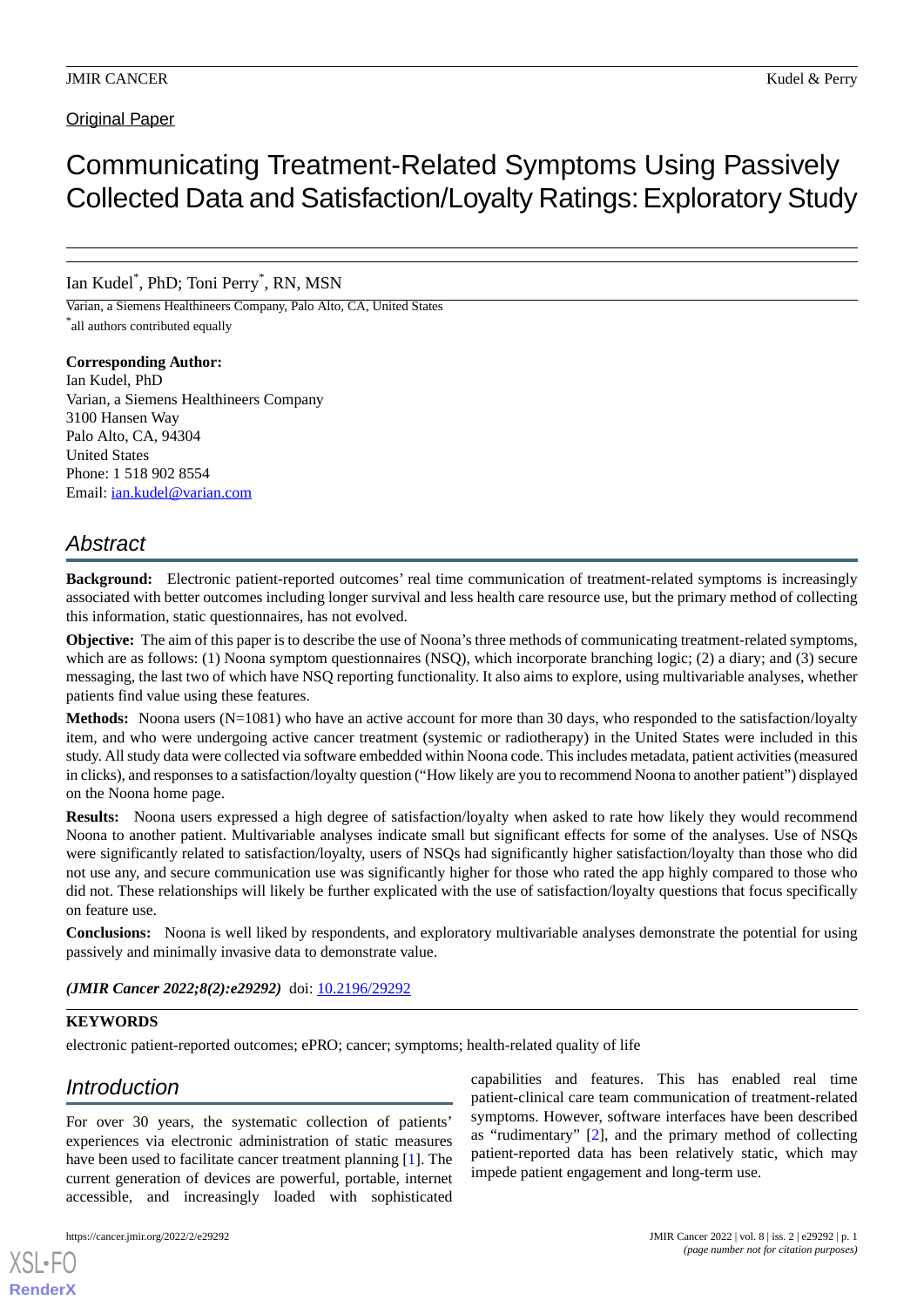Original Paper

# Communicating Treatment-Related Symptoms Using Passively Collected Data and Satisfaction/Loyalty Ratings: Exploratory Study

Ian Kudel*, PhD; Toni Perry*, RN, MSN

Varian, a Siemens Healthineers Company, Palo Alto, CA, United States

*all authors contributed equally

**Corresponding Author:**
Ian Kudel, PhD
Varian, a Siemens Healthineers Company
3100 Hansen Way
Palo Alto, CA, 94304
United States
Phone: 1 518 902 8554
Email: ian.kudel@varian.com

## Abstract

**Background:** Electronic patient-reported outcomes' real time communication of treatment-related symptoms is increasingly associated with better outcomes including longer survival and less health care resource use, but the primary method of collecting this information, static questionnaires, has not evolved.

**Objective:** The aim of this paper is to describe the use of Noona's three methods of communicating treatment-related symptoms, which are as follows: (1) Noona symptom questionnaires (NSQ), which incorporate branching logic; (2) a diary; and (3) secure messaging, the last two of which have NSQ reporting functionality. It also aims to explore, using multivariable analyses, whether patients find value using these features.

**Methods:** Noona users (N=1081) who have an active account for more than 30 days, who responded to the satisfaction/loyalty item, and who were undergoing active cancer treatment (systemic or radiotherapy) in the United States were included in this study. All study data were collected via software embedded within Noona code. This includes metadata, patient activities (measured in clicks), and responses to a satisfaction/loyalty question ("How likely are you to recommend Noona to another patient") displayed on the Noona home page.

**Results:** Noona users expressed a high degree of satisfaction/loyalty when asked to rate how likely they would recommend Noona to another patient. Multivariable analyses indicate small but significant effects for some of the analyses. Use of NSQs were significantly related to satisfaction/loyalty, users of NSQs had significantly higher satisfaction/loyalty than those who did not use any, and secure communication use was significantly higher for those who rated the app highly compared to those who did not. These relationships will likely be further explicated with the use of satisfaction/loyalty questions that focus specifically on feature use.

**Conclusions:** Noona is well liked by respondents, and exploratory multivariable analyses demonstrate the potential for using passively and minimally invasive data to demonstrate value.

***(JMIR Cancer 2022;8(2):e29292)*** doi: 10.2196/29292

### KEYWORDS

electronic patient-reported outcomes; ePRO; cancer; symptoms; health-related quality of life

## Introduction

For over 30 years, the systematic collection of patients' experiences via electronic administration of static measures have been used to facilitate cancer treatment planning [1]. The current generation of devices are powerful, portable, internet accessible, and increasingly loaded with sophisticated capabilities and features. This has enabled real time patient-clinical care team communication of treatment-related symptoms. However, software interfaces have been described as "rudimentary" [2], and the primary method of collecting patient-reported data has been relatively static, which may impede patient engagement and long-term use.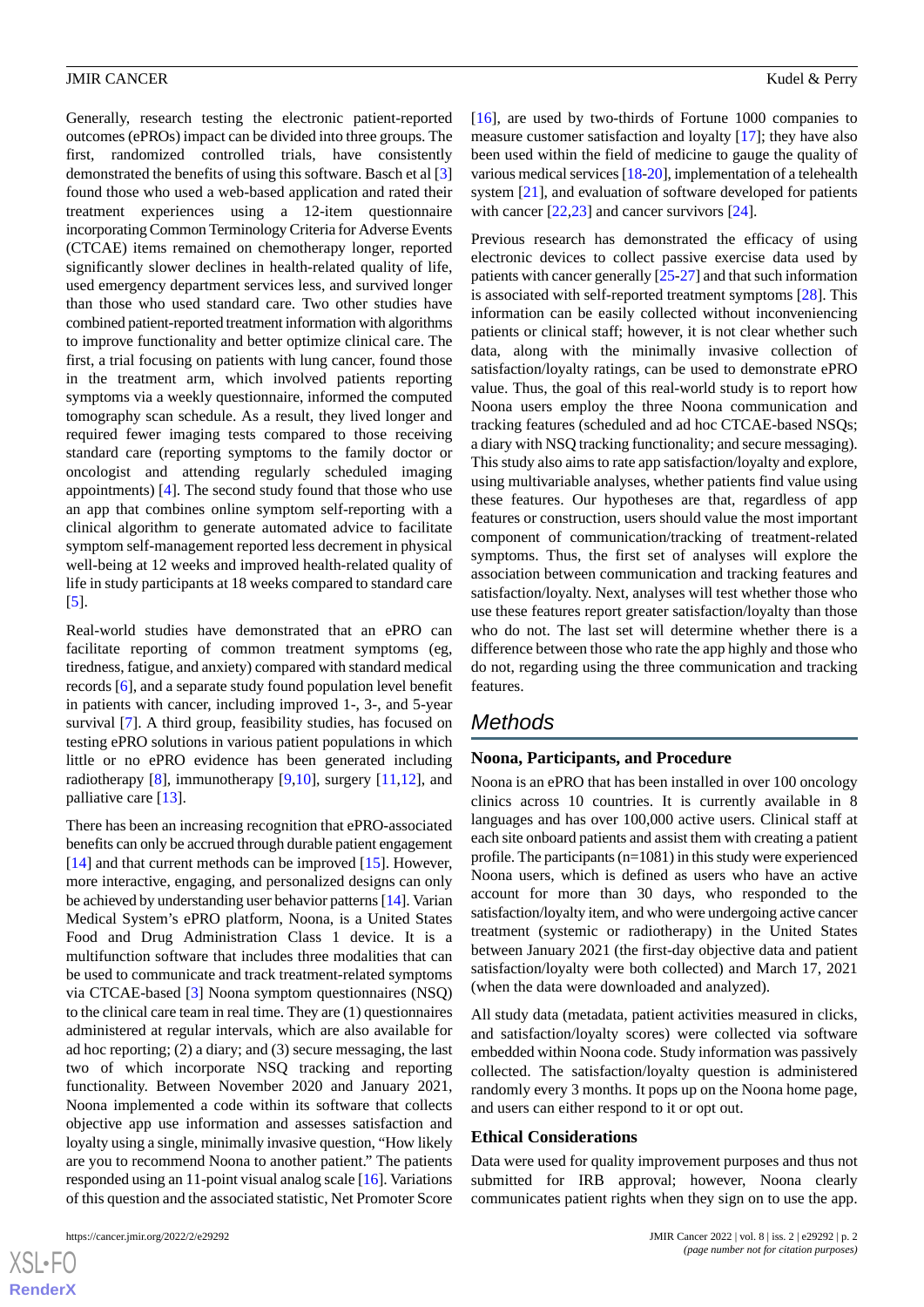Generally, research testing the electronic patient-reported outcomes (ePROs) impact can be divided into three groups. The first, randomized controlled trials, have consistently demonstrated the benefits of using this software. Basch et al [3] found those who used a web-based application and rated their treatment experiences using a 12-item questionnaire incorporating Common Terminology Criteria for Adverse Events (CTCAE) items remained on chemotherapy longer, reported significantly slower declines in health-related quality of life, used emergency department services less, and survived longer than those who used standard care. Two other studies have combined patient-reported treatment information with algorithms to improve functionality and better optimize clinical care. The first, a trial focusing on patients with lung cancer, found those in the treatment arm, which involved patients reporting symptoms via a weekly questionnaire, informed the computed tomography scan schedule. As a result, they lived longer and required fewer imaging tests compared to those receiving standard care (reporting symptoms to the family doctor or oncologist and attending regularly scheduled imaging appointments) [4]. The second study found that those who use an app that combines online symptom self-reporting with a clinical algorithm to generate automated advice to facilitate symptom self-management reported less decrement in physical well-being at 12 weeks and improved health-related quality of life in study participants at 18 weeks compared to standard care [5].

Real-world studies have demonstrated that an ePRO can facilitate reporting of common treatment symptoms (eg, tiredness, fatigue, and anxiety) compared with standard medical records [6], and a separate study found population level benefit in patients with cancer, including improved 1-, 3-, and 5-year survival [7]. A third group, feasibility studies, has focused on testing ePRO solutions in various patient populations in which little or no ePRO evidence has been generated including radiotherapy [8], immunotherapy [9,10], surgery [11,12], and palliative care [13].

There has been an increasing recognition that ePRO-associated benefits can only be accrued through durable patient engagement [14] and that current methods can be improved [15]. However, more interactive, engaging, and personalized designs can only be achieved by understanding user behavior patterns [14]. Varian Medical System's ePRO platform, Noona, is a United States Food and Drug Administration Class 1 device. It is a multifunction software that includes three modalities that can be used to communicate and track treatment-related symptoms via CTCAE-based [3] Noona symptom questionnaires (NSQ) to the clinical care team in real time. They are (1) questionnaires administered at regular intervals, which are also available for ad hoc reporting; (2) a diary; and (3) secure messaging, the last two of which incorporate NSQ tracking and reporting functionality. Between November 2020 and January 2021, Noona implemented a code within its software that collects objective app use information and assesses satisfaction and loyalty using a single, minimally invasive question, "How likely are you to recommend Noona to another patient." The patients responded using an 11-point visual analog scale [16]. Variations of this question and the associated statistic, Net Promoter Score [16], are used by two-thirds of Fortune 1000 companies to measure customer satisfaction and loyalty [17]; they have also been used within the field of medicine to gauge the quality of various medical services [18-20], implementation of a telehealth system [21], and evaluation of software developed for patients with cancer [22,23] and cancer survivors [24].

Previous research has demonstrated the efficacy of using electronic devices to collect passive exercise data used by patients with cancer generally [25-27] and that such information is associated with self-reported treatment symptoms [28]. This information can be easily collected without inconveniencing patients or clinical staff; however, it is not clear whether such data, along with the minimally invasive collection of satisfaction/loyalty ratings, can be used to demonstrate ePRO value. Thus, the goal of this real-world study is to report how Noona users employ the three Noona communication and tracking features (scheduled and ad hoc CTCAE-based NSQs; a diary with NSQ tracking functionality; and secure messaging). This study also aims to rate app satisfaction/loyalty and explore, using multivariable analyses, whether patients find value using these features. Our hypotheses are that, regardless of app features or construction, users should value the most important component of communication/tracking of treatment-related symptoms. Thus, the first set of analyses will explore the association between communication and tracking features and satisfaction/loyalty. Next, analyses will test whether those who use these features report greater satisfaction/loyalty than those who do not. The last set will determine whether there is a difference between those who rate the app highly and those who do not, regarding using the three communication and tracking features.

## Methods

### Noona, Participants, and Procedure

Noona is an ePRO that has been installed in over 100 oncology clinics across 10 countries. It is currently available in 8 languages and has over 100,000 active users. Clinical staff at each site onboard patients and assist them with creating a patient profile. The participants (n=1081) in this study were experienced Noona users, which is defined as users who have an active account for more than 30 days, who responded to the satisfaction/loyalty item, and who were undergoing active cancer treatment (systemic or radiotherapy) in the United States between January 2021 (the first-day objective data and patient satisfaction/loyalty were both collected) and March 17, 2021 (when the data were downloaded and analyzed).

All study data (metadata, patient activities measured in clicks, and satisfaction/loyalty scores) were collected via software embedded within Noona code. Study information was passively collected. The satisfaction/loyalty question is administered randomly every 3 months. It pops up on the Noona home page, and users can either respond to it or opt out.

### Ethical Considerations

Data were used for quality improvement purposes and thus not submitted for IRB approval; however, Noona clearly communicates patient rights when they sign on to use the app.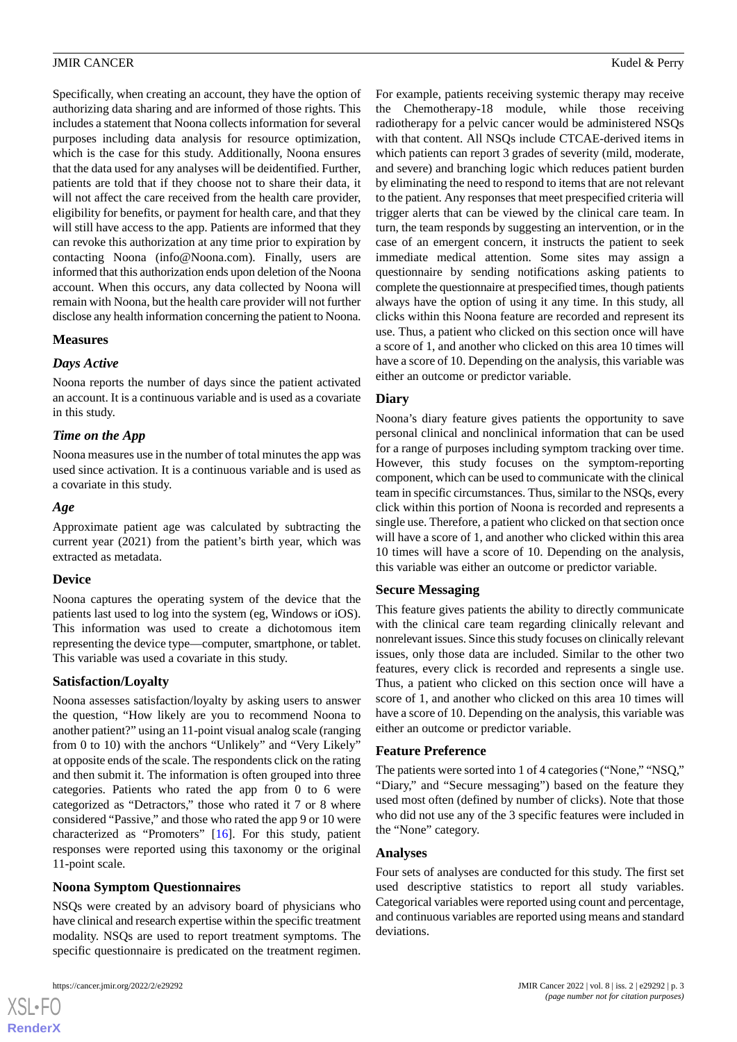Specifically, when creating an account, they have the option of authorizing data sharing and are informed of those rights. This includes a statement that Noona collects information for several purposes including data analysis for resource optimization, which is the case for this study. Additionally, Noona ensures that the data used for any analyses will be deidentified. Further, patients are told that if they choose not to share their data, it will not affect the care received from the health care provider, eligibility for benefits, or payment for health care, and that they will still have access to the app. Patients are informed that they can revoke this authorization at any time prior to expiration by contacting Noona (info@Noona.com). Finally, users are informed that this authorization ends upon deletion of the Noona account. When this occurs, any data collected by Noona will remain with Noona, but the health care provider will not further disclose any health information concerning the patient to Noona.

## Measures

### *Days Active*

Noona reports the number of days since the patient activated an account. It is a continuous variable and is used as a covariate in this study.

### *Time on the App*

Noona measures use in the number of total minutes the app was used since activation. It is a continuous variable and is used as a covariate in this study.

### *Age*

Approximate patient age was calculated by subtracting the current year (2021) from the patient's birth year, which was extracted as metadata.

## Device

Noona captures the operating system of the device that the patients last used to log into the system (eg, Windows or iOS). This information was used to create a dichotomous item representing the device type—computer, smartphone, or tablet. This variable was used a covariate in this study.

## Satisfaction/Loyalty

Noona assesses satisfaction/loyalty by asking users to answer the question, "How likely are you to recommend Noona to another patient?" using an 11-point visual analog scale (ranging from 0 to 10) with the anchors "Unlikely" and "Very Likely" at opposite ends of the scale. The respondents click on the rating and then submit it. The information is often grouped into three categories. Patients who rated the app from 0 to 6 were categorized as "Detractors," those who rated it 7 or 8 where considered "Passive," and those who rated the app 9 or 10 were characterized as "Promoters" [16]. For this study, patient responses were reported using this taxonomy or the original 11-point scale.

## Noona Symptom Questionnaires

NSQs were created by an advisory board of physicians who have clinical and research expertise within the specific treatment modality. NSQs are used to report treatment symptoms. The specific questionnaire is predicated on the treatment regimen. For example, patients receiving systemic therapy may receive the Chemotherapy-18 module, while those receiving radiotherapy for a pelvic cancer would be administered NSQs with that content. All NSQs include CTCAE-derived items in which patients can report 3 grades of severity (mild, moderate, and severe) and branching logic which reduces patient burden by eliminating the need to respond to items that are not relevant to the patient. Any responses that meet prespecified criteria will trigger alerts that can be viewed by the clinical care team. In turn, the team responds by suggesting an intervention, or in the case of an emergent concern, it instructs the patient to seek immediate medical attention. Some sites may assign a questionnaire by sending notifications asking patients to complete the questionnaire at prespecified times, though patients always have the option of using it any time. In this study, all clicks within this Noona feature are recorded and represent its use. Thus, a patient who clicked on this section once will have a score of 1, and another who clicked on this area 10 times will have a score of 10. Depending on the analysis, this variable was either an outcome or predictor variable.

## Diary

Noona's diary feature gives patients the opportunity to save personal clinical and nonclinical information that can be used for a range of purposes including symptom tracking over time. However, this study focuses on the symptom-reporting component, which can be used to communicate with the clinical team in specific circumstances. Thus, similar to the NSQs, every click within this portion of Noona is recorded and represents a single use. Therefore, a patient who clicked on that section once will have a score of 1, and another who clicked within this area 10 times will have a score of 10. Depending on the analysis, this variable was either an outcome or predictor variable.

## Secure Messaging

This feature gives patients the ability to directly communicate with the clinical care team regarding clinically relevant and nonrelevant issues. Since this study focuses on clinically relevant issues, only those data are included. Similar to the other two features, every click is recorded and represents a single use. Thus, a patient who clicked on this section once will have a score of 1, and another who clicked on this area 10 times will have a score of 10. Depending on the analysis, this variable was either an outcome or predictor variable.

## Feature Preference

The patients were sorted into 1 of 4 categories ("None," "NSQ," "Diary," and "Secure messaging") based on the feature they used most often (defined by number of clicks). Note that those who did not use any of the 3 specific features were included in the "None" category.

## Analyses

Four sets of analyses are conducted for this study. The first set used descriptive statistics to report all study variables. Categorical variables were reported using count and percentage, and continuous variables are reported using means and standard deviations.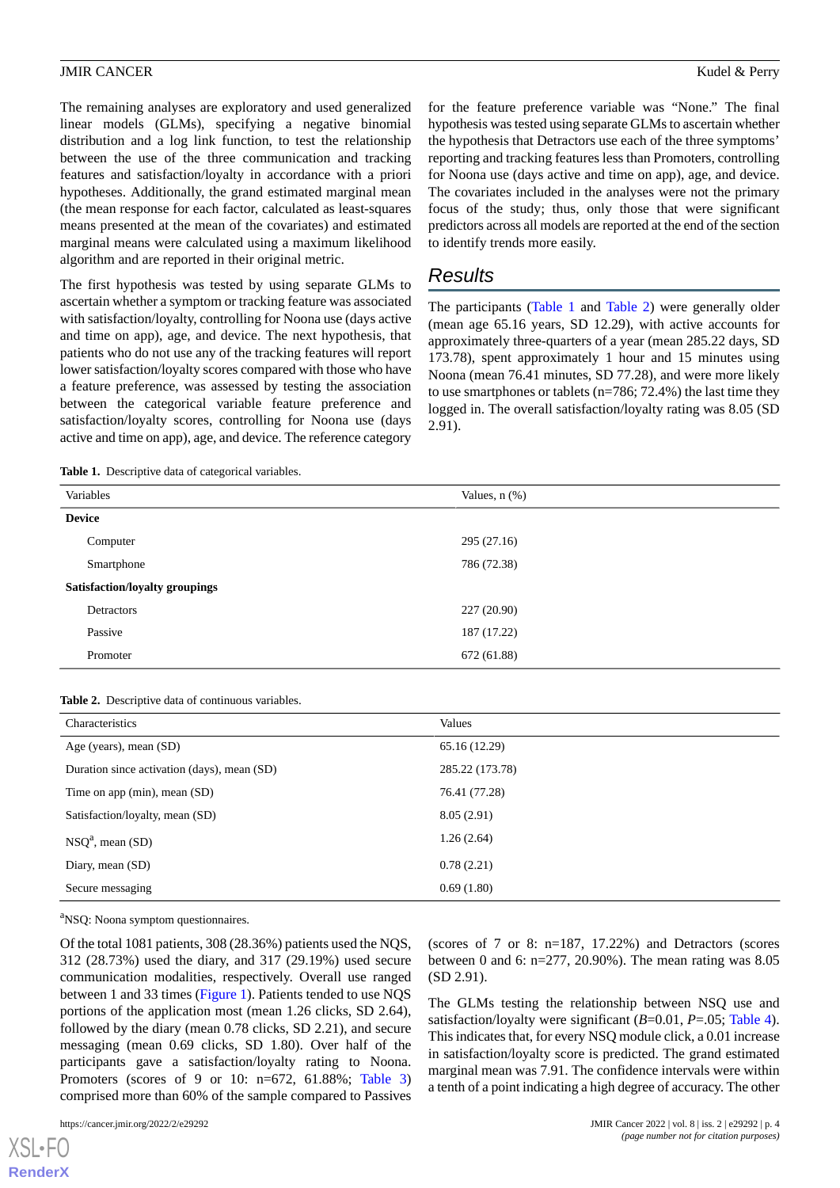The remaining analyses are exploratory and used generalized linear models (GLMs), specifying a negative binomial distribution and a log link function, to test the relationship between the use of the three communication and tracking features and satisfaction/loyalty in accordance with a priori hypotheses. Additionally, the grand estimated marginal mean (the mean response for each factor, calculated as least-squares means presented at the mean of the covariates) and estimated marginal means were calculated using a maximum likelihood algorithm and are reported in their original metric.

The first hypothesis was tested by using separate GLMs to ascertain whether a symptom or tracking feature was associated with satisfaction/loyalty, controlling for Noona use (days active and time on app), age, and device. The next hypothesis, that patients who do not use any of the tracking features will report lower satisfaction/loyalty scores compared with those who have a feature preference, was assessed by testing the association between the categorical variable feature preference and satisfaction/loyalty scores, controlling for Noona use (days active and time on app), age, and device. The reference category for the feature preference variable was "None." The final hypothesis was tested using separate GLMs to ascertain whether the hypothesis that Detractors use each of the three symptoms' reporting and tracking features less than Promoters, controlling for Noona use (days active and time on app), age, and device. The covariates included in the analyses were not the primary focus of the study; thus, only those that were significant predictors across all models are reported at the end of the section to identify trends more easily.

## Results

The participants (Table 1 and Table 2) were generally older (mean age 65.16 years, SD 12.29), with active accounts for approximately three-quarters of a year (mean 285.22 days, SD 173.78), spent approximately 1 hour and 15 minutes using Noona (mean 76.41 minutes, SD 77.28), and were more likely to use smartphones or tablets (n=786; 72.4%) the last time they logged in. The overall satisfaction/loyalty rating was 8.05 (SD 2.91).

**Table 1.** Descriptive data of categorical variables.

| Variables | Values, n (%) |
|---|---|
| **Device** | |
| Computer | 295 (27.16) |
| Smartphone | 786 (72.38) |
| **Satisfaction/loyalty groupings** | |
| Detractors | 227 (20.90) |
| Passive | 187 (17.22) |
| Promoter | 672 (61.88) |

**Table 2.** Descriptive data of continuous variables.

| Characteristics | Values |
|---|---|
| Age (years), mean (SD) | 65.16 (12.29) |
| Duration since activation (days), mean (SD) | 285.22 (173.78) |
| Time on app (min), mean (SD) | 76.41 (77.28) |
| Satisfaction/loyalty, mean (SD) | 8.05 (2.91) |
| NSQ[a], mean (SD) | 1.26 (2.64) |
| Diary, mean (SD) | 0.78 (2.21) |
| Secure messaging | 0.69 (1.80) |

[a]NSQ: Noona symptom questionnaires.

Of the total 1081 patients, 308 (28.36%) patients used the NQS, 312 (28.73%) used the diary, and 317 (29.19%) used secure communication modalities, respectively. Overall use ranged between 1 and 33 times (Figure 1). Patients tended to use NQS portions of the application most (mean 1.26 clicks, SD 2.64), followed by the diary (mean 0.78 clicks, SD 2.21), and secure messaging (mean 0.69 clicks, SD 1.80). Over half of the participants gave a satisfaction/loyalty rating to Noona. Promoters (scores of 9 or 10: n=672, 61.88%; Table 3) comprised more than 60% of the sample compared to Passives (scores of 7 or 8: n=187, 17.22%) and Detractors (scores between 0 and 6: n=277, 20.90%). The mean rating was 8.05 (SD 2.91).

The GLMs testing the relationship between NSQ use and satisfaction/loyalty were significant (*B*=0.01, *P*=.05; Table 4). This indicates that, for every NSQ module click, a 0.01 increase in satisfaction/loyalty score is predicted. The grand estimated marginal mean was 7.91. The confidence intervals were within a tenth of a point indicating a high degree of accuracy. The other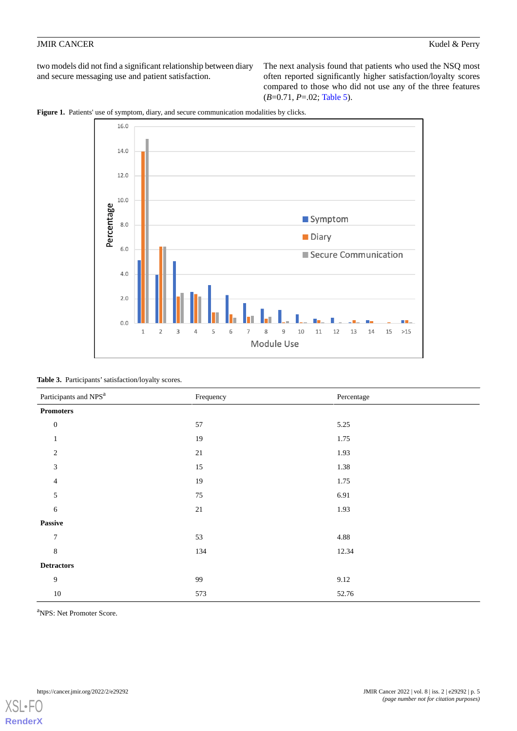two models did not find a significant relationship between diary and secure messaging use and patient satisfaction.

The next analysis found that patients who used the NSQ most often reported significantly higher satisfaction/loyalty scores compared to those who did not use any of the three features (*B*=0.71, *P*=.02; Table 5).

**Figure 1.** Patients' use of symptom, diary, and secure communication modalities by clicks.

**Table 3.** Participants' satisfaction/loyalty scores.

| Participants and NPS[a] | Frequency | Percentage |
|---|---|---|
| **Promoters** | | |
| 0 | 57 | 5.25 |
| 1 | 19 | 1.75 |
| 2 | 21 | 1.93 |
| 3 | 15 | 1.38 |
| 4 | 19 | 1.75 |
| 5 | 75 | 6.91 |
| 6 | 21 | 1.93 |
| **Passive** | | |
| 7 | 53 | 4.88 |
| 8 | 134 | 12.34 |
| **Detractors** | | |
| 9 | 99 | 9.12 |
| 10 | 573 | 52.76 |

[a]NPS: Net Promoter Score.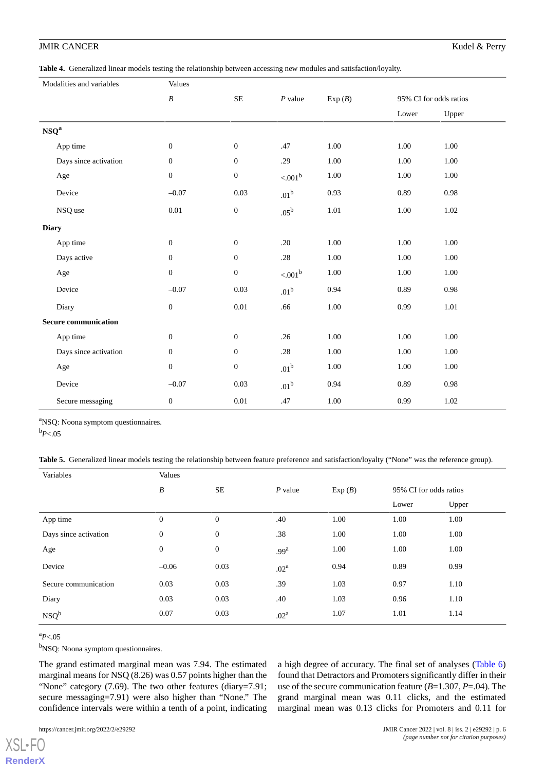**Table 4.** Generalized linear models testing the relationship between accessing new modules and satisfaction/loyalty.

| Modalities and variables | Values | | | | | |
|---|---|---|---|---|---|---|
| | *B* | SE | *P* value | Exp (*B*) | 95% CI for odds ratios | |
| | | | | | Lower | Upper |
| **NSQ[a]** | | | | | | |
| App time | 0 | 0 | .47 | 1.00 | 1.00 | 1.00 |
| Days since activation | 0 | 0 | .29 | 1.00 | 1.00 | 1.00 |
| Age | 0 | 0 | <.001[b] | 1.00 | 1.00 | 1.00 |
| Device | –0.07 | 0.03 | .01[b] | 0.93 | 0.89 | 0.98 |
| NSQ use | 0.01 | 0 | .05[b] | 1.01 | 1.00 | 1.02 |
| **Diary** | | | | | | |
| App time | 0 | 0 | .20 | 1.00 | 1.00 | 1.00 |
| Days active | 0 | 0 | .28 | 1.00 | 1.00 | 1.00 |
| Age | 0 | 0 | <.001[b] | 1.00 | 1.00 | 1.00 |
| Device | –0.07 | 0.03 | .01[b] | 0.94 | 0.89 | 0.98 |
| Diary | 0 | 0.01 | .66 | 1.00 | 0.99 | 1.01 |
| **Secure communication** | | | | | | |
| App time | 0 | 0 | .26 | 1.00 | 1.00 | 1.00 |
| Days since activation | 0 | 0 | .28 | 1.00 | 1.00 | 1.00 |
| Age | 0 | 0 | .01[b] | 1.00 | 1.00 | 1.00 |
| Device | –0.07 | 0.03 | .01[b] | 0.94 | 0.89 | 0.98 |
| Secure messaging | 0 | 0.01 | .47 | 1.00 | 0.99 | 1.02 |

[a]NSQ: Noona symptom questionnaires.

[b]$P<.05$

**Table 5.** Generalized linear models testing the relationship between feature preference and satisfaction/loyalty ("None" was the reference group).

| Variables | Values | | | | | |
|---|---|---|---|---|---|---|
| | *B* | SE | *P* value | Exp (*B*) | 95% CI for odds ratios | |
| | | | | | Lower | Upper |
| App time | 0 | 0 | .40 | 1.00 | 1.00 | 1.00 |
| Days since activation | 0 | 0 | .38 | 1.00 | 1.00 | 1.00 |
| Age | 0 | 0 | .99[a] | 1.00 | 1.00 | 1.00 |
| Device | –0.06 | 0.03 | .02[a] | 0.94 | 0.89 | 0.99 |
| Secure communication | 0.03 | 0.03 | .39 | 1.03 | 0.97 | 1.10 |
| Diary | 0.03 | 0.03 | .40 | 1.03 | 0.96 | 1.10 |
| NSQ[b] | 0.07 | 0.03 | .02[a] | 1.07 | 1.01 | 1.14 |

[a]$P<.05$

[b]NSQ: Noona symptom questionnaires.

The grand estimated marginal mean was 7.94. The estimated marginal means for NSQ (8.26) was 0.57 points higher than the "None" category (7.69). The two other features (diary=7.91; secure messaging=7.91) were also higher than "None." The confidence intervals were within a tenth of a point, indicating a high degree of accuracy. The final set of analyses (Table 6) found that Detractors and Promoters significantly differ in their use of the secure communication feature (*B*=1.307, *P*=.04). The grand marginal mean was 0.11 clicks, and the estimated marginal mean was 0.13 clicks for Promoters and 0.11 for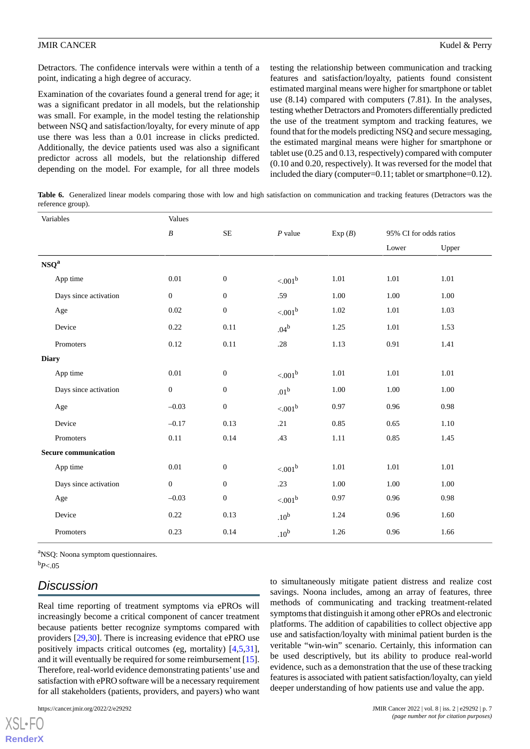Detractors. The confidence intervals were within a tenth of a point, indicating a high degree of accuracy.

Examination of the covariates found a general trend for age; it was a significant predator in all models, but the relationship was small. For example, in the model testing the relationship between NSQ and satisfaction/loyalty, for every minute of app use there was less than a 0.01 increase in clicks predicted. Additionally, the device patients used was also a significant predictor across all models, but the relationship differed depending on the model. For example, for all three models testing the relationship between communication and tracking features and satisfaction/loyalty, patients found consistent estimated marginal means were higher for smartphone or tablet use (8.14) compared with computers (7.81). In the analyses, testing whether Detractors and Promoters differentially predicted the use of the treatment symptom and tracking features, we found that for the models predicting NSQ and secure messaging, the estimated marginal means were higher for smartphone or tablet use (0.25 and 0.13, respectively) compared with computer (0.10 and 0.20, respectively). It was reversed for the model that included the diary (computer=0.11; tablet or smartphone=0.12).

**Table 6.** Generalized linear models comparing those with low and high satisfaction on communication and tracking features (Detractors was the reference group).

| Variables | Values | | | | | |
|---|---|---|---|---|---|---|
| | *B* | SE | *P* value | Exp (*B*) | 95% CI for odds ratios | |
| | | | | | Lower | Upper |
| **NSQ[a]** | | | | | | |
| App time | 0.01 | 0 | <.001[b] | 1.01 | 1.01 | 1.01 |
| Days since activation | 0 | 0 | .59 | 1.00 | 1.00 | 1.00 |
| Age | 0.02 | 0 | <.001[b] | 1.02 | 1.01 | 1.03 |
| Device | 0.22 | 0.11 | .04[b] | 1.25 | 1.01 | 1.53 |
| Promoters | 0.12 | 0.11 | .28 | 1.13 | 0.91 | 1.41 |
| **Diary** | | | | | | |
| App time | 0.01 | 0 | <.001[b] | 1.01 | 1.01 | 1.01 |
| Days since activation | 0 | 0 | .01[b] | 1.00 | 1.00 | 1.00 |
| Age | –0.03 | 0 | <.001[b] | 0.97 | 0.96 | 0.98 |
| Device | –0.17 | 0.13 | .21 | 0.85 | 0.65 | 1.10 |
| Promoters | 0.11 | 0.14 | .43 | 1.11 | 0.85 | 1.45 |
| **Secure communication** | | | | | | |
| App time | 0.01 | 0 | <.001[b] | 1.01 | 1.01 | 1.01 |
| Days since activation | 0 | 0 | .23 | 1.00 | 1.00 | 1.00 |
| Age | –0.03 | 0 | <.001[b] | 0.97 | 0.96 | 0.98 |
| Device | 0.22 | 0.13 | .10[b] | 1.24 | 0.96 | 1.60 |
| Promoters | 0.23 | 0.14 | .10[b] | 1.26 | 0.96 | 1.66 |

[a]NSQ: Noona symptom questionnaires.

[b]$P<.05$

## Discussion

Real time reporting of treatment symptoms via ePROs will increasingly become a critical component of cancer treatment because patients better recognize symptoms compared with providers [29,30]. There is increasing evidence that ePRO use positively impacts critical outcomes (eg, mortality) [4,5,31], and it will eventually be required for some reimbursement [15]. Therefore, real-world evidence demonstrating patients' use and satisfaction with ePRO software will be a necessary requirement for all stakeholders (patients, providers, and payers) who want to simultaneously mitigate patient distress and realize cost savings. Noona includes, among an array of features, three methods of communicating and tracking treatment-related symptoms that distinguish it among other ePROs and electronic platforms. The addition of capabilities to collect objective app use and satisfaction/loyalty with minimal patient burden is the veritable "win-win" scenario. Certainly, this information can be used descriptively, but its ability to produce real-world evidence, such as a demonstration that the use of these tracking features is associated with patient satisfaction/loyalty, can yield deeper understanding of how patients use and value the app.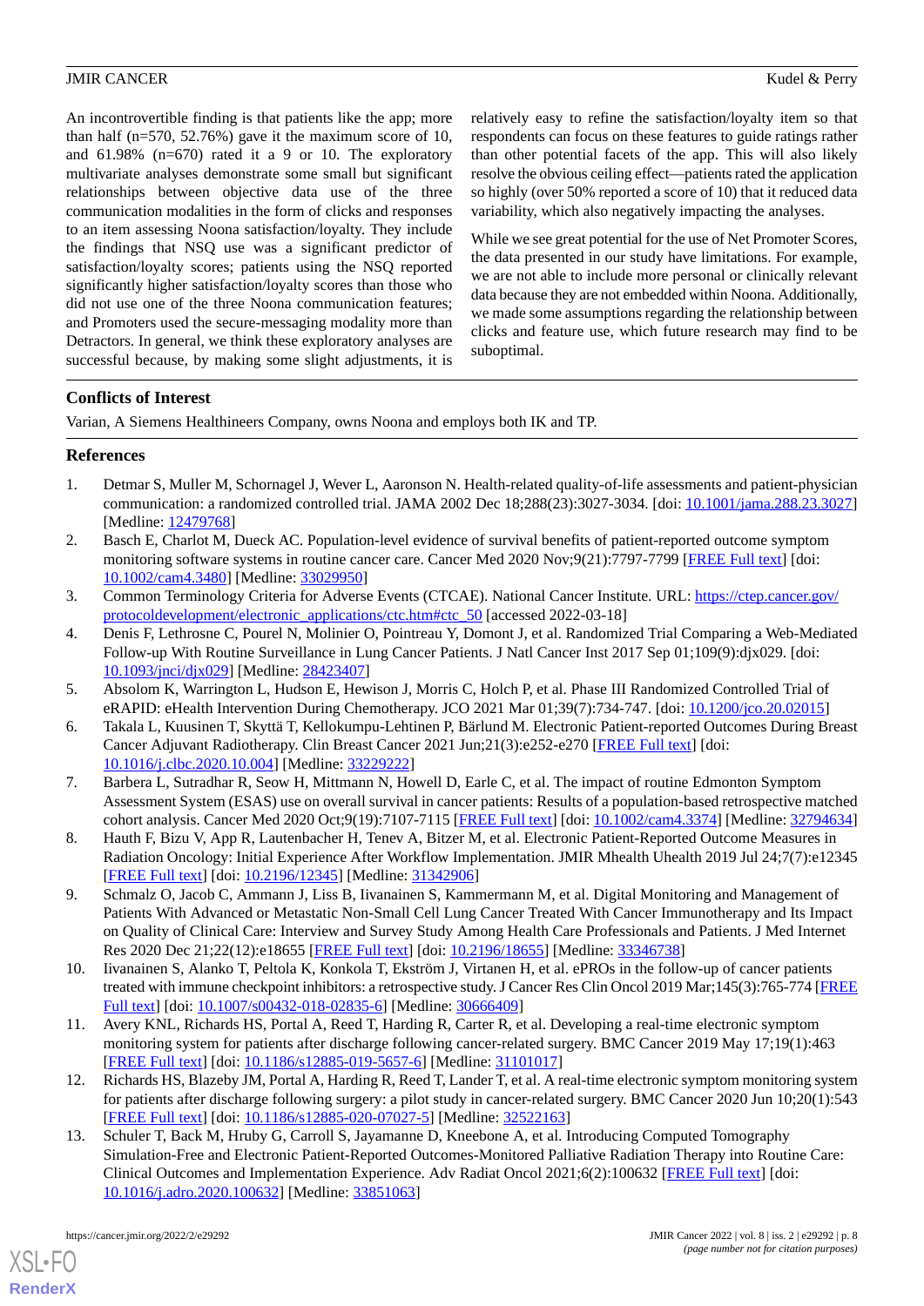An incontrovertible finding is that patients like the app; more than half (n=570, 52.76%) gave it the maximum score of 10, and 61.98% (n=670) rated it a 9 or 10. The exploratory multivariate analyses demonstrate some small but significant relationships between objective data use of the three communication modalities in the form of clicks and responses to an item assessing Noona satisfaction/loyalty. They include the findings that NSQ use was a significant predictor of satisfaction/loyalty scores; patients using the NSQ reported significantly higher satisfaction/loyalty scores than those who did not use one of the three Noona communication features; and Promoters used the secure-messaging modality more than Detractors. In general, we think these exploratory analyses are successful because, by making some slight adjustments, it is relatively easy to refine the satisfaction/loyalty item so that respondents can focus on these features to guide ratings rather than other potential facets of the app. This will also likely resolve the obvious ceiling effect—patients rated the application so highly (over 50% reported a score of 10) that it reduced data variability, which also negatively impacting the analyses.

While we see great potential for the use of Net Promoter Scores, the data presented in our study have limitations. For example, we are not able to include more personal or clinically relevant data because they are not embedded within Noona. Additionally, we made some assumptions regarding the relationship between clicks and feature use, which future research may find to be suboptimal.

## Conflicts of Interest

Varian, A Siemens Healthineers Company, owns Noona and employs both IK and TP.

## References

1. Detmar S, Muller M, Schornagel J, Wever L, Aaronson N. Health-related quality-of-life assessments and patient-physician communication: a randomized controlled trial. JAMA 2002 Dec 18;288(23):3027-3034. [doi: 10.1001/jama.288.23.3027] [Medline: 12479768]
2. Basch E, Charlot M, Dueck AC. Population-level evidence of survival benefits of patient-reported outcome symptom monitoring software systems in routine cancer care. Cancer Med 2020 Nov;9(21):7797-7799 [FREE Full text] [doi: 10.1002/cam4.3480] [Medline: 33029950]
3. Common Terminology Criteria for Adverse Events (CTCAE). National Cancer Institute. URL: https://ctep.cancer.gov/protocoldevelopment/electronic_applications/ctc.htm#ctc_50 [accessed 2022-03-18]
4. Denis F, Lethrosne C, Pourel N, Molinier O, Pointreau Y, Domont J, et al. Randomized Trial Comparing a Web-Mediated Follow-up With Routine Surveillance in Lung Cancer Patients. J Natl Cancer Inst 2017 Sep 01;109(9):djx029. [doi: 10.1093/jnci/djx029] [Medline: 28423407]
5. Absolom K, Warrington L, Hudson E, Hewison J, Morris C, Holch P, et al. Phase III Randomized Controlled Trial of eRAPID: eHealth Intervention During Chemotherapy. JCO 2021 Mar 01;39(7):734-747. [doi: 10.1200/jco.20.02015]
6. Takala L, Kuusinen T, Skyttä T, Kellokumpu-Lehtinen P, Bärlund M. Electronic Patient-reported Outcomes During Breast Cancer Adjuvant Radiotherapy. Clin Breast Cancer 2021 Jun;21(3):e252-e270 [FREE Full text] [doi: 10.1016/j.clbc.2020.10.004] [Medline: 33229222]
7. Barbera L, Sutradhar R, Seow H, Mittmann N, Howell D, Earle C, et al. The impact of routine Edmonton Symptom Assessment System (ESAS) use on overall survival in cancer patients: Results of a population-based retrospective matched cohort analysis. Cancer Med 2020 Oct;9(19):7107-7115 [FREE Full text] [doi: 10.1002/cam4.3374] [Medline: 32794634]
8. Hauth F, Bizu V, App R, Lautenbacher H, Tenev A, Bitzer M, et al. Electronic Patient-Reported Outcome Measures in Radiation Oncology: Initial Experience After Workflow Implementation. JMIR Mhealth Uhealth 2019 Jul 24;7(7):e12345 [FREE Full text] [doi: 10.2196/12345] [Medline: 31342906]
9. Schmalz O, Jacob C, Ammann J, Liss B, Iivanainen S, Kammermann M, et al. Digital Monitoring and Management of Patients With Advanced or Metastatic Non-Small Cell Lung Cancer Treated With Cancer Immunotherapy and Its Impact on Quality of Clinical Care: Interview and Survey Study Among Health Care Professionals and Patients. J Med Internet Res 2020 Dec 21;22(12):e18655 [FREE Full text] [doi: 10.2196/18655] [Medline: 33346738]
10. Iivanainen S, Alanko T, Peltola K, Konkola T, Ekström J, Virtanen H, et al. ePROs in the follow-up of cancer patients treated with immune checkpoint inhibitors: a retrospective study. J Cancer Res Clin Oncol 2019 Mar;145(3):765-774 [FREE Full text] [doi: 10.1007/s00432-018-02835-6] [Medline: 30666409]
11. Avery KNL, Richards HS, Portal A, Reed T, Harding R, Carter R, et al. Developing a real-time electronic symptom monitoring system for patients after discharge following cancer-related surgery. BMC Cancer 2019 May 17;19(1):463 [FREE Full text] [doi: 10.1186/s12885-019-5657-6] [Medline: 31101017]
12. Richards HS, Blazeby JM, Portal A, Harding R, Reed T, Lander T, et al. A real-time electronic symptom monitoring system for patients after discharge following surgery: a pilot study in cancer-related surgery. BMC Cancer 2020 Jun 10;20(1):543 [FREE Full text] [doi: 10.1186/s12885-020-07027-5] [Medline: 32522163]
13. Schuler T, Back M, Hruby G, Carroll S, Jayamanne D, Kneebone A, et al. Introducing Computed Tomography Simulation-Free and Electronic Patient-Reported Outcomes-Monitored Palliative Radiation Therapy into Routine Care: Clinical Outcomes and Implementation Experience. Adv Radiat Oncol 2021;6(2):100632 [FREE Full text] [doi: 10.1016/j.adro.2020.100632] [Medline: 33851063]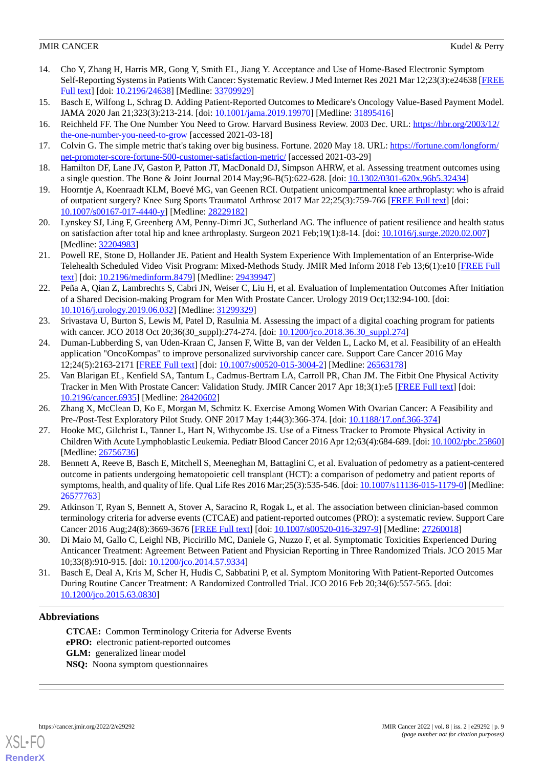14. Cho Y, Zhang H, Harris MR, Gong Y, Smith EL, Jiang Y. Acceptance and Use of Home-Based Electronic Symptom Self-Reporting Systems in Patients With Cancer: Systematic Review. J Med Internet Res 2021 Mar 12;23(3):e24638 [FREE Full text] [doi: 10.2196/24638] [Medline: 33709929]
15. Basch E, Wilfong L, Schrag D. Adding Patient-Reported Outcomes to Medicare's Oncology Value-Based Payment Model. JAMA 2020 Jan 21;323(3):213-214. [doi: 10.1001/jama.2019.19970] [Medline: 31895416]
16. Reichheld FF. The One Number You Need to Grow. Harvard Business Review. 2003 Dec. URL: https://hbr.org/2003/12/the-one-number-you-need-to-grow [accessed 2021-03-18]
17. Colvin G. The simple metric that's taking over big business. Fortune. 2020 May 18. URL: https://fortune.com/longform/net-promoter-score-fortune-500-customer-satisfaction-metric/ [accessed 2021-03-29]
18. Hamilton DF, Lane JV, Gaston P, Patton JT, MacDonald DJ, Simpson AHRW, et al. Assessing treatment outcomes using a single question. The Bone & Joint Journal 2014 May;96-B(5):622-628. [doi: 10.1302/0301-620x.96b5.32434]
19. Hoorntje A, Koenraadt KLM, Boevé MG, van Geenen RCI. Outpatient unicompartmental knee arthroplasty: who is afraid of outpatient surgery? Knee Surg Sports Traumatol Arthrosc 2017 Mar 22;25(3):759-766 [FREE Full text] [doi: 10.1007/s00167-017-4440-y] [Medline: 28229182]
20. Lynskey SJ, Ling F, Greenberg AM, Penny-Dimri JC, Sutherland AG. The influence of patient resilience and health status on satisfaction after total hip and knee arthroplasty. Surgeon 2021 Feb;19(1):8-14. [doi: 10.1016/j.surge.2020.02.007] [Medline: 32204983]
21. Powell RE, Stone D, Hollander JE. Patient and Health System Experience With Implementation of an Enterprise-Wide Telehealth Scheduled Video Visit Program: Mixed-Methods Study. JMIR Med Inform 2018 Feb 13;6(1):e10 [FREE Full text] [doi: 10.2196/medinform.8479] [Medline: 29439947]
22. Peña A, Qian Z, Lambrechts S, Cabri JN, Weiser C, Liu H, et al. Evaluation of Implementation Outcomes After Initiation of a Shared Decision-making Program for Men With Prostate Cancer. Urology 2019 Oct;132:94-100. [doi: 10.1016/j.urology.2019.06.032] [Medline: 31299329]
23. Srivastava U, Burton S, Lewis M, Patel D, Rasulnia M. Assessing the impact of a digital coaching program for patients with cancer. JCO 2018 Oct 20;36(30_suppl):274-274. [doi: 10.1200/jco.2018.36.30_suppl.274]
24. Duman-Lubberding S, van Uden-Kraan C, Jansen F, Witte B, van der Velden L, Lacko M, et al. Feasibility of an eHealth application "OncoKompas" to improve personalized survivorship cancer care. Support Care Cancer 2016 May 12;24(5):2163-2171 [FREE Full text] [doi: 10.1007/s00520-015-3004-2] [Medline: 26563178]
25. Van Blarigan EL, Kenfield SA, Tantum L, Cadmus-Bertram LA, Carroll PR, Chan JM. The Fitbit One Physical Activity Tracker in Men With Prostate Cancer: Validation Study. JMIR Cancer 2017 Apr 18;3(1):e5 [FREE Full text] [doi: 10.2196/cancer.6935] [Medline: 28420602]
26. Zhang X, McClean D, Ko E, Morgan M, Schmitz K. Exercise Among Women With Ovarian Cancer: A Feasibility and Pre-/Post-Test Exploratory Pilot Study. ONF 2017 May 1;44(3):366-374. [doi: 10.1188/17.onf.366-374]
27. Hooke MC, Gilchrist L, Tanner L, Hart N, Withycombe JS. Use of a Fitness Tracker to Promote Physical Activity in Children With Acute Lymphoblastic Leukemia. Pediatr Blood Cancer 2016 Apr 12;63(4):684-689. [doi: 10.1002/pbc.25860] [Medline: 26756736]
28. Bennett A, Reeve B, Basch E, Mitchell S, Meeneghan M, Battaglini C, et al. Evaluation of pedometry as a patient-centered outcome in patients undergoing hematopoietic cell transplant (HCT): a comparison of pedometry and patient reports of symptoms, health, and quality of life. Qual Life Res 2016 Mar;25(3):535-546. [doi: 10.1007/s11136-015-1179-0] [Medline: 26577763]
29. Atkinson T, Ryan S, Bennett A, Stover A, Saracino R, Rogak L, et al. The association between clinician-based common terminology criteria for adverse events (CTCAE) and patient-reported outcomes (PRO): a systematic review. Support Care Cancer 2016 Aug;24(8):3669-3676 [FREE Full text] [doi: 10.1007/s00520-016-3297-9] [Medline: 27260018]
30. Di Maio M, Gallo C, Leighl NB, Piccirillo MC, Daniele G, Nuzzo F, et al. Symptomatic Toxicities Experienced During Anticancer Treatment: Agreement Between Patient and Physician Reporting in Three Randomized Trials. JCO 2015 Mar 10;33(8):910-915. [doi: 10.1200/jco.2014.57.9334]
31. Basch E, Deal A, Kris M, Scher H, Hudis C, Sabbatini P, et al. Symptom Monitoring With Patient-Reported Outcomes During Routine Cancer Treatment: A Randomized Controlled Trial. JCO 2016 Feb 20;34(6):557-565. [doi: 10.1200/jco.2015.63.0830]

## Abbreviations

**CTCAE:** Common Terminology Criteria for Adverse Events
**ePRO:** electronic patient-reported outcomes
**GLM:** generalized linear model
**NSQ:** Noona symptom questionnaires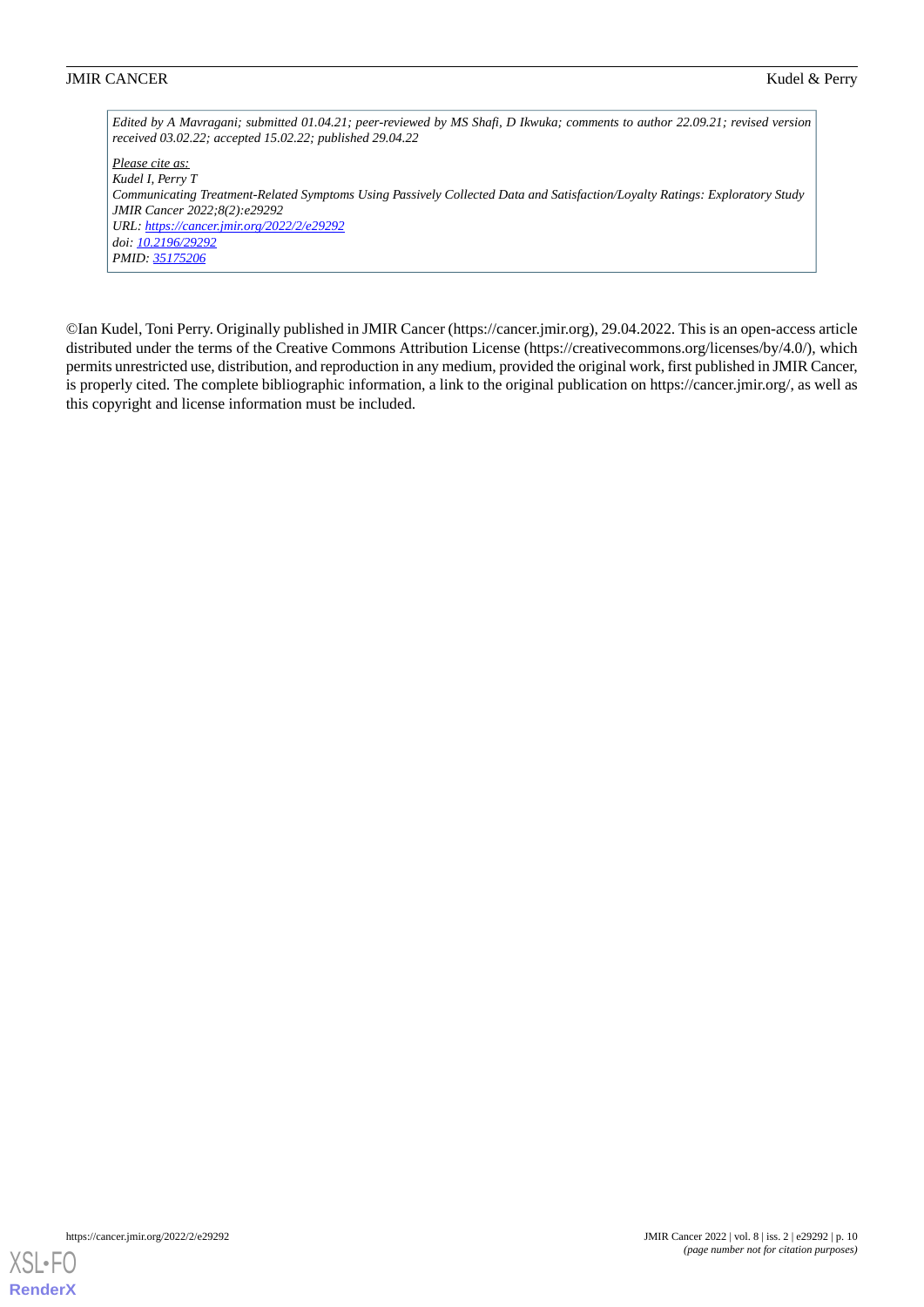*Edited by A Mavragani; submitted 01.04.21; peer-reviewed by MS Shafi, D Ikwuka; comments to author 22.09.21; revised version received 03.02.22; accepted 15.02.22; published 29.04.22*

*Please cite as:*
*Kudel I, Perry T*
*Communicating Treatment-Related Symptoms Using Passively Collected Data and Satisfaction/Loyalty Ratings: Exploratory Study*
*JMIR Cancer 2022;8(2):e29292*
*URL: https://cancer.jmir.org/2022/2/e29292*
*doi: 10.2196/29292*
*PMID: 35175206*

©Ian Kudel, Toni Perry. Originally published in JMIR Cancer (https://cancer.jmir.org), 29.04.2022. This is an open-access article distributed under the terms of the Creative Commons Attribution License (https://creativecommons.org/licenses/by/4.0/), which permits unrestricted use, distribution, and reproduction in any medium, provided the original work, first published in JMIR Cancer, is properly cited. The complete bibliographic information, a link to the original publication on https://cancer.jmir.org/, as well as this copyright and license information must be included.